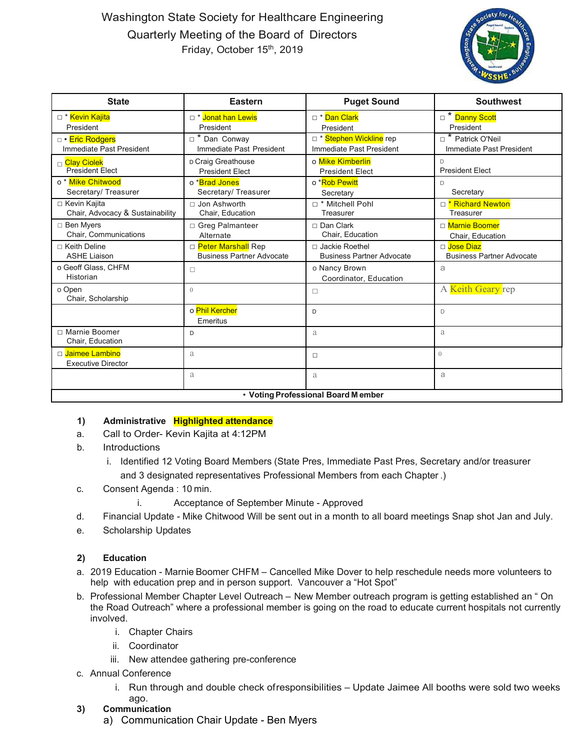# Washington State Society for Healthcare Engineering

## Quarterly Meeting of the Board of Directors

Friday, October 15th, 2019

| State | Eastern | Puget Sound | Southwest |
|---|---|---|---|
| □ * Kevin Kajita<br>President | □ * Jonat han Lewis<br>President | □ * Dan Clark<br>President | □ * Danny Scott<br>President |
| □ • Eric Rodgers<br>Immediate Past President | □ * Dan Conway<br>Immediate Past President | □ * Stephen Wickline rep<br>Immediate Past President | □ * Patrick O'Neil<br>Immediate Past President |
| □ Clay Ciolek<br>President Elect | D Craig Greathouse<br>President Elect | o Mike Kimberlin<br>President Elect | D<br>President Elect |
| o * Mike Chitwood<br>Secretary/ Treasurer | o *Brad Jones<br>Secretary/ Treasurer | o *Rob Pewitt<br>Secretary | D<br>Secretary |
| □ Kevin Kajita<br>Chair, Advocacy & Sustainability | □ Jon Ashworth<br>Chair, Education | □ * Mitchell Pohl<br>Treasurer | □ * Richard Newton<br>Treasurer |
| □ Ben Myers<br>Chair, Communications | □ Greg Palmanteer<br>Alternate | □ Dan Clark<br>Chair, Education | □ Marnie Boomer<br>Chair, Education |
| □ Keith Deline<br>ASHE Liaison | □ Peter Marshall Rep<br>Business Partner Advocate | □ Jackie Roethel<br>Business Partner Advocate | □ Jose Diaz<br>Business Partner Advocate |
| o Geoff Glass, CHFM<br>Historian | □ | o Nancy Brown<br>Coordinator, Education | a |
| o Open<br>Chair, Scholarship | 0 | □ | A Keith Geary rep |
| | o Phil Kercher<br>Emeritus | D | D |
| □ Marnie Boomer<br>Chair, Education | D | a | a |
| □ Jaimee Lambino<br>Executive Director | a | □ | 0 |
| | a | a | a |

• Voting Professional Board Member

1) **Administrative** **Highlighted attendance**
   a. Call to Order- Kevin Kajita at 4:12PM
   b. Introductions
      i. Identified 12 Voting Board Members (State Pres, Immediate Past Pres, Secretary and/or treasurer and 3 designated representatives Professional Members from each Chapter .)
   c. Consent Agenda : 10 min.
      i. Acceptance of September Minute - Approved
   d. Financial Update - Mike Chitwood Will be sent out in a month to all board meetings Snap shot Jan and July.
   e. Scholarship Updates

2) **Education**
   a. 2019 Education - Marnie Boomer CHFM – Cancelled Mike Dover to help reschedule needs more volunteers to help with education prep and in person support. Vancouver a "Hot Spot"
   b. Professional Member Chapter Level Outreach – New Member outreach program is getting established an " On the Road Outreach" where a professional member is going on the road to educate current hospitals not currently involved.
      i. Chapter Chairs
      ii. Coordinator
      iii. New attendee gathering pre-conference
   c. Annual Conference
      i. Run through and double check of responsibilities – Update Jaimee All booths were sold two weeks ago.

3) **Communication**
   a) Communication Chair Update - Ben Myers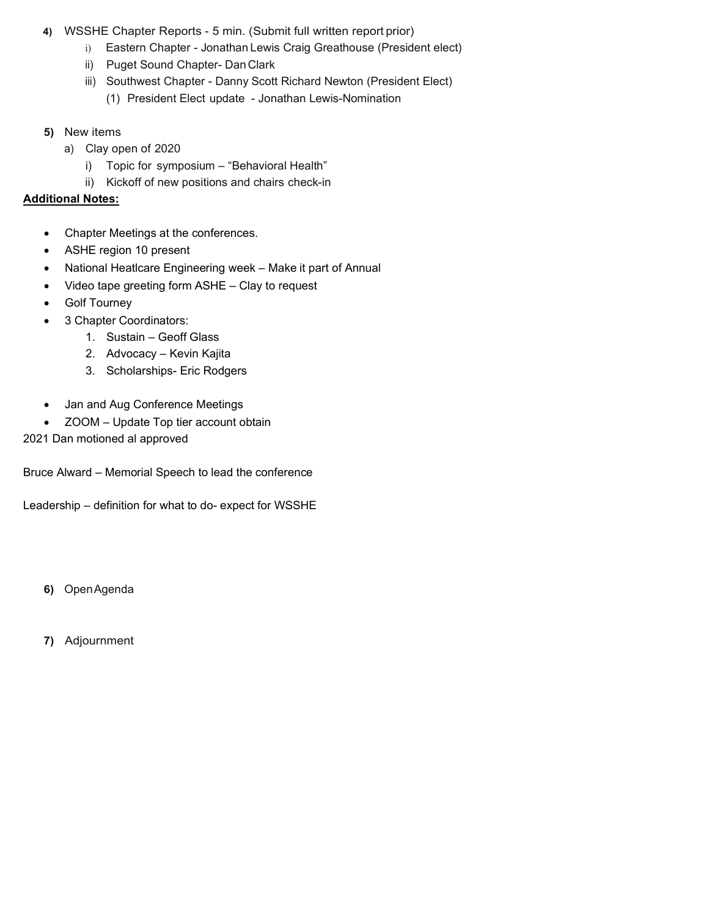4) WSSHE Chapter Reports - 5 min. (Submit full written report prior)
   i) Eastern Chapter - Jonathan Lewis Craig Greathouse (President elect)
   ii) Puget Sound Chapter- Dan Clark
   iii) Southwest Chapter - Danny Scott Richard Newton (President Elect)
      (1) President Elect update - Jonathan Lewis-Nomination

5) New items
   a) Clay open of 2020
      i) Topic for symposium – "Behavioral Health"
      ii) Kickoff of new positions and chairs check-in

**Additional Notes:**

- Chapter Meetings at the conferences.
- ASHE region 10 present
- National Heatlcare Engineering week – Make it part of Annual
- Video tape greeting form ASHE – Clay to request
- Golf Tourney
- 3 Chapter Coordinators:
  1. Sustain – Geoff Glass
  2. Advocacy – Kevin Kajita
  3. Scholarships- Eric Rodgers

- Jan and Aug Conference Meetings
- ZOOM – Update Top tier account obtain

2021 Dan motioned al approved

Bruce Alward – Memorial Speech to lead the conference

Leadership – definition for what to do- expect for WSSHE

6) Open Agenda

7) Adjournment